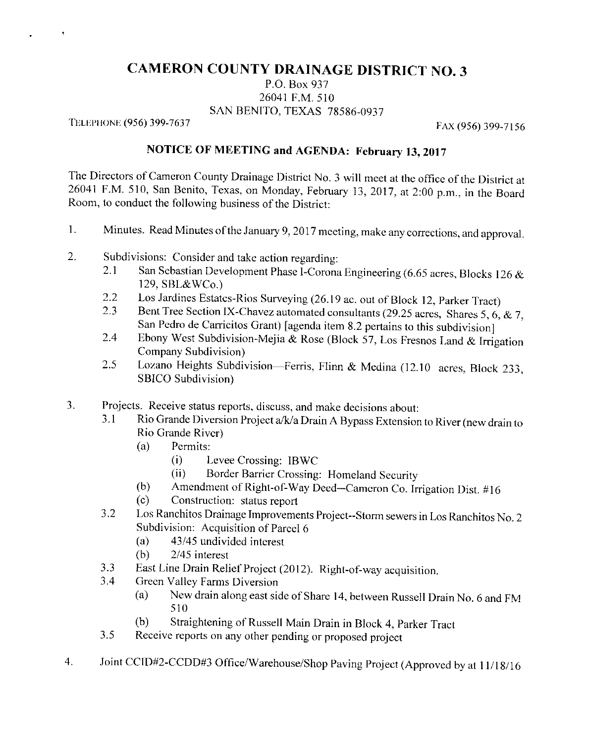# CAMERON COUNTY DRAINAGE DISTRICT NO. 3

P.O. Box 937
26041 F.M. 510
SAN BENITO, TEXAS 78586-0937

TELEPHONE (956) 399-7637 FAX (956) 399-7156

## NOTICE OF MEETING and AGENDA: February 13, 2017

The Directors of Cameron County Drainage District No. 3 will meet at the office of the District at 26041 F.M. 510, San Benito, Texas, on Monday, February 13, 2017, at 2:00 p.m., in the Board Room, to conduct the following business of the District:

1. Minutes. Read Minutes of the January 9, 2017 meeting, make any corrections, and approval.

2. Subdivisions: Consider and take action regarding:
   - 2.1 San Sebastian Development Phase I-Corona Engineering (6.65 acres, Blocks 126 & 129, SBL&WCo.)
   - 2.2 Los Jardines Estates-Rios Surveying (26.19 ac. out of Block 12, Parker Tract)
   - 2.3 Bent Tree Section IX-Chavez automated consultants (29.25 acres, Shares 5, 6, & 7, San Pedro de Carricitos Grant) [agenda item 8.2 pertains to this subdivision]
   - 2.4 Ebony West Subdivision-Mejia & Rose (Block 57, Los Fresnos Land & Irrigation Company Subdivision)
   - 2.5 Lozano Heights Subdivision—Ferris, Flinn & Medina (12.10 acres, Block 233, SBICO Subdivision)

3. Projects. Receive status reports, discuss, and make decisions about:
   - 3.1 Rio Grande Diversion Project a/k/a Drain A Bypass Extension to River (new drain to Rio Grande River)
     - (a) Permits:
       - (i) Levee Crossing: IBWC
       - (ii) Border Barrier Crossing: Homeland Security
     - (b) Amendment of Right-of-Way Deed—Cameron Co. Irrigation Dist. #16
     - (c) Construction: status report
   - 3.2 Los Ranchitos Drainage Improvements Project--Storm sewers in Los Ranchitos No. 2 Subdivision: Acquisition of Parcel 6
     - (a) 43/45 undivided interest
     - (b) 2/45 interest
   - 3.3 East Line Drain Relief Project (2012). Right-of-way acquisition.
   - 3.4 Green Valley Farms Diversion
     - (a) New drain along east side of Share 14, between Russell Drain No. 6 and FM 510
     - (b) Straightening of Russell Main Drain in Block 4, Parker Tract
   - 3.5 Receive reports on any other pending or proposed project

4. Joint CCID#2-CCDD#3 Office/Warehouse/Shop Paving Project (Approved by at 11/18/16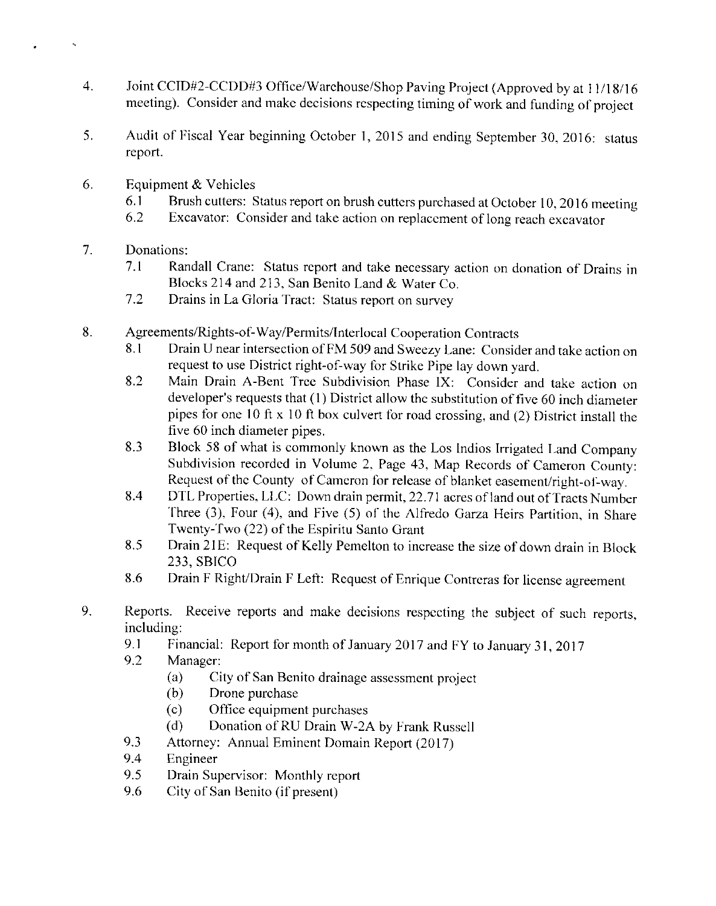4. Joint CCID#2-CCDD#3 Office/Warehouse/Shop Paving Project (Approved by at 11/18/16 meeting). Consider and make decisions respecting timing of work and funding of project

5. Audit of Fiscal Year beginning October 1, 2015 and ending September 30, 2016: status report.

6. Equipment & Vehicles
   - 6.1 Brush cutters: Status report on brush cutters purchased at October 10, 2016 meeting
   - 6.2 Excavator: Consider and take action on replacement of long reach excavator

7. Donations:
   - 7.1 Randall Crane: Status report and take necessary action on donation of Drains in Blocks 214 and 213, San Benito Land & Water Co.
   - 7.2 Drains in La Gloria Tract: Status report on survey

8. Agreements/Rights-of-Way/Permits/Interlocal Cooperation Contracts
   - 8.1 Drain U near intersection of FM 509 and Sweezy Lane: Consider and take action on request to use District right-of-way for Strike Pipe lay down yard.
   - 8.2 Main Drain A-Bent Tree Subdivision Phase IX: Consider and take action on developer's requests that (1) District allow the substitution of five 60 inch diameter pipes for one 10 ft x 10 ft box culvert for road crossing, and (2) District install the five 60 inch diameter pipes.
   - 8.3 Block 58 of what is commonly known as the Los Indios Irrigated Land Company Subdivision recorded in Volume 2, Page 43, Map Records of Cameron County: Request of the County of Cameron for release of blanket easement/right-of-way.
   - 8.4 DTL Properties, LLC: Down drain permit, 22.71 acres of land out of Tracts Number Three (3), Four (4), and Five (5) of the Alfredo Garza Heirs Partition, in Share Twenty-Two (22) of the Espiritu Santo Grant
   - 8.5 Drain 21E: Request of Kelly Pemelton to increase the size of down drain in Block 233, SBICO
   - 8.6 Drain F Right/Drain F Left: Request of Enrique Contreras for license agreement

9. Reports. Receive reports and make decisions respecting the subject of such reports, including:
   - 9.1 Financial: Report for month of January 2017 and FY to January 31, 2017
   - 9.2 Manager:
     - (a) City of San Benito drainage assessment project
     - (b) Drone purchase
     - (c) Office equipment purchases
     - (d) Donation of RU Drain W-2A by Frank Russell
   - 9.3 Attorney: Annual Eminent Domain Report (2017)
   - 9.4 Engineer
   - 9.5 Drain Supervisor: Monthly report
   - 9.6 City of San Benito (if present)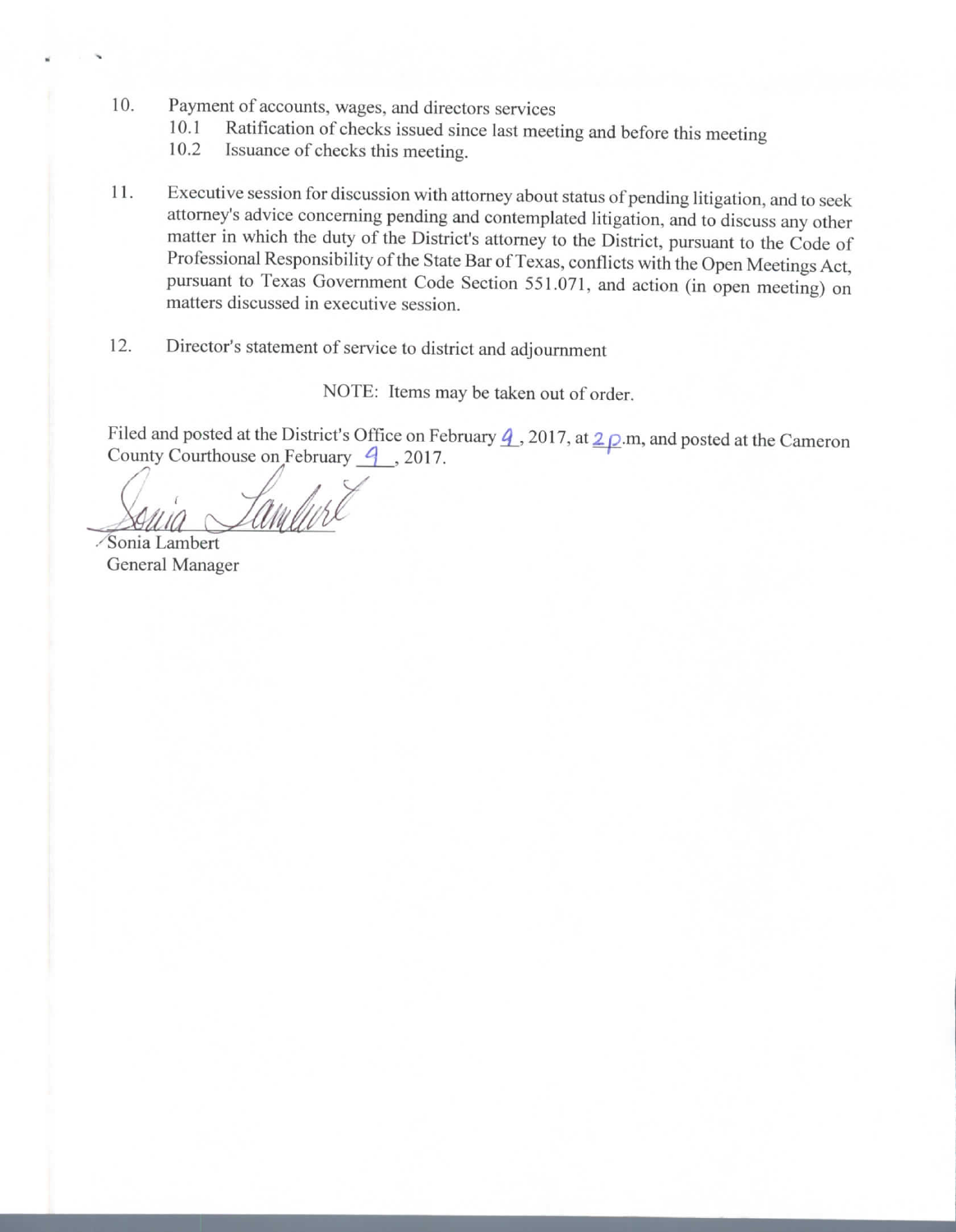10. Payment of accounts, wages, and directors services
    10.1 Ratification of checks issued since last meeting and before this meeting
    10.2 Issuance of checks this meeting.

11. Executive session for discussion with attorney about status of pending litigation, and to seek attorney's advice concerning pending and contemplated litigation, and to discuss any other matter in which the duty of the District's attorney to the District, pursuant to the Code of Professional Responsibility of the State Bar of Texas, conflicts with the Open Meetings Act, pursuant to Texas Government Code Section 551.071, and action (in open meeting) on matters discussed in executive session.

12. Director's statement of service to district and adjournment

NOTE: Items may be taken out of order.

Filed and posted at the District's Office on February 9, 2017, at 2 p.m, and posted at the Cameron County Courthouse on February 9, 2017.

Sonia Lambert

Sonia Lambert
General Manager